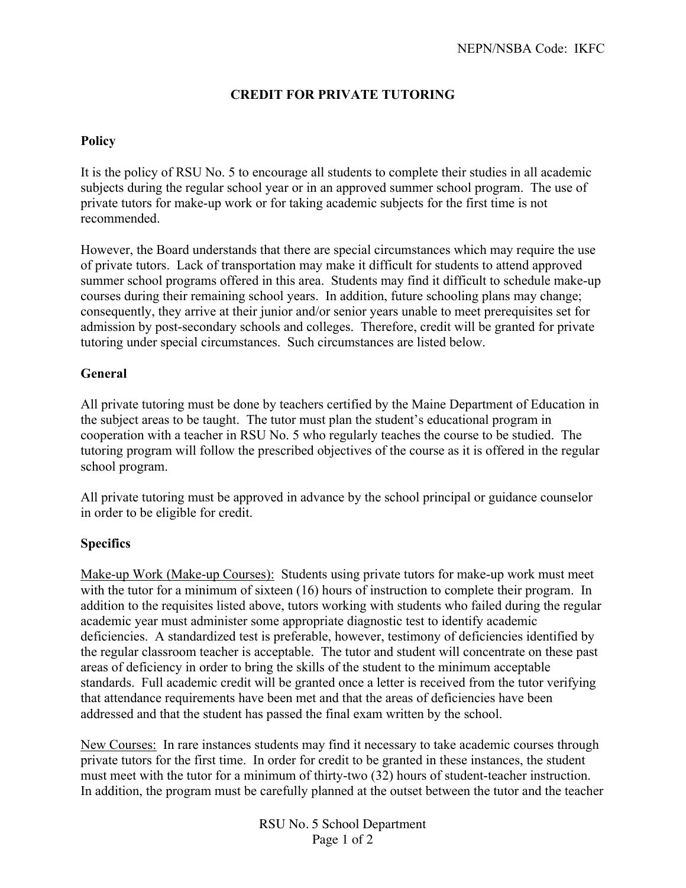NEPN/NSBA Code: IKFC

# CREDIT FOR PRIVATE TUTORING

## Policy

It is the policy of RSU No. 5 to encourage all students to complete their studies in all academic subjects during the regular school year or in an approved summer school program. The use of private tutors for make-up work or for taking academic subjects for the first time is not recommended.

However, the Board understands that there are special circumstances which may require the use of private tutors. Lack of transportation may make it difficult for students to attend approved summer school programs offered in this area. Students may find it difficult to schedule make-up courses during their remaining school years. In addition, future schooling plans may change; consequently, they arrive at their junior and/or senior years unable to meet prerequisites set for admission by post-secondary schools and colleges. Therefore, credit will be granted for private tutoring under special circumstances. Such circumstances are listed below.

## General

All private tutoring must be done by teachers certified by the Maine Department of Education in the subject areas to be taught. The tutor must plan the student's educational program in cooperation with a teacher in RSU No. 5 who regularly teaches the course to be studied. The tutoring program will follow the prescribed objectives of the course as it is offered in the regular school program.

All private tutoring must be approved in advance by the school principal or guidance counselor in order to be eligible for credit.

## Specifics

Make-up Work (Make-up Courses): Students using private tutors for make-up work must meet with the tutor for a minimum of sixteen (16) hours of instruction to complete their program. In addition to the requisites listed above, tutors working with students who failed during the regular academic year must administer some appropriate diagnostic test to identify academic deficiencies. A standardized test is preferable, however, testimony of deficiencies identified by the regular classroom teacher is acceptable. The tutor and student will concentrate on these past areas of deficiency in order to bring the skills of the student to the minimum acceptable standards. Full academic credit will be granted once a letter is received from the tutor verifying that attendance requirements have been met and that the areas of deficiencies have been addressed and that the student has passed the final exam written by the school.

New Courses: In rare instances students may find it necessary to take academic courses through private tutors for the first time. In order for credit to be granted in these instances, the student must meet with the tutor for a minimum of thirty-two (32) hours of student-teacher instruction. In addition, the program must be carefully planned at the outset between the tutor and the teacher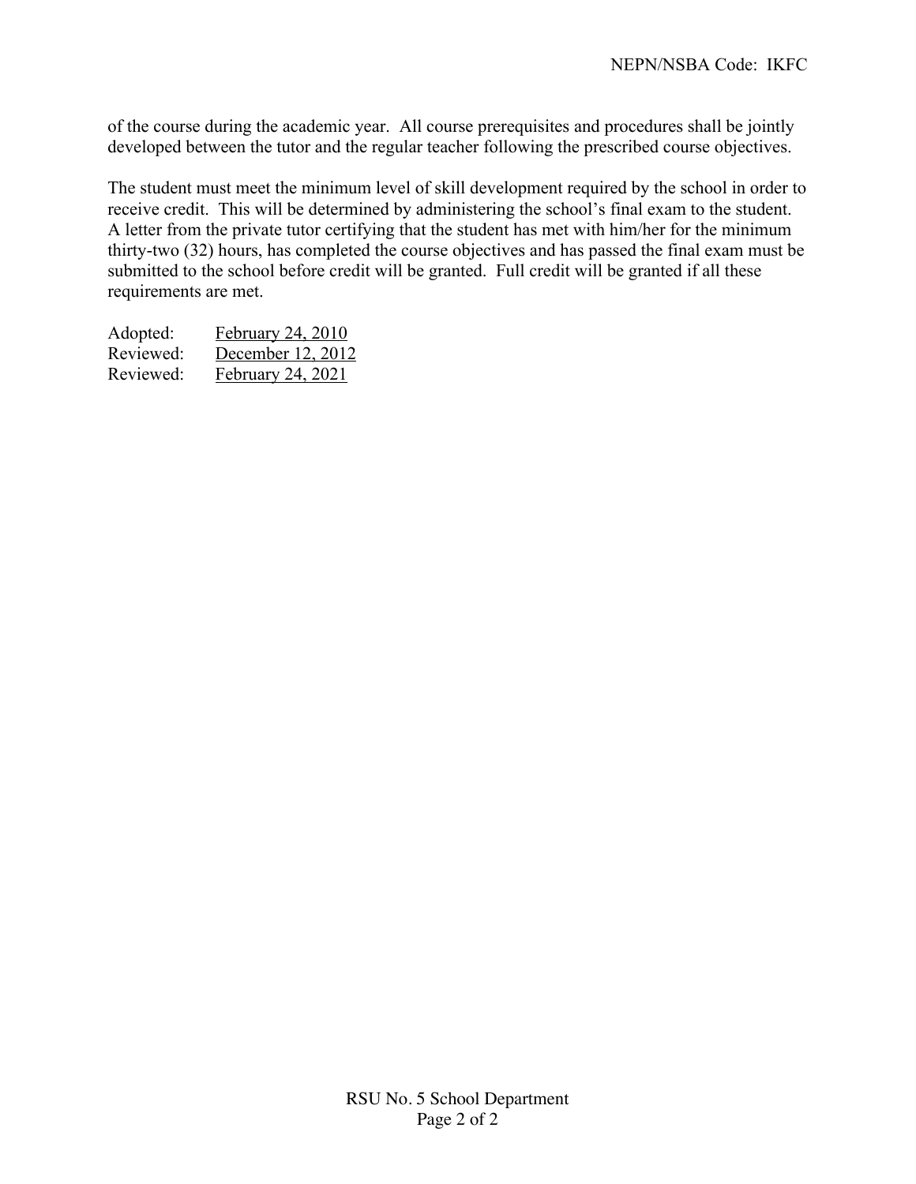of the course during the academic year. All course prerequisites and procedures shall be jointly developed between the tutor and the regular teacher following the prescribed course objectives.

The student must meet the minimum level of skill development required by the school in order to receive credit. This will be determined by administering the school's final exam to the student. A letter from the private tutor certifying that the student has met with him/her for the minimum thirty-two (32) hours, has completed the course objectives and has passed the final exam must be submitted to the school before credit will be granted. Full credit will be granted if all these requirements are met.

| | |
|---|---|
| Adopted: | February 24, 2010 |
| Reviewed: | December 12, 2012 |
| Reviewed: | February 24, 2021 |